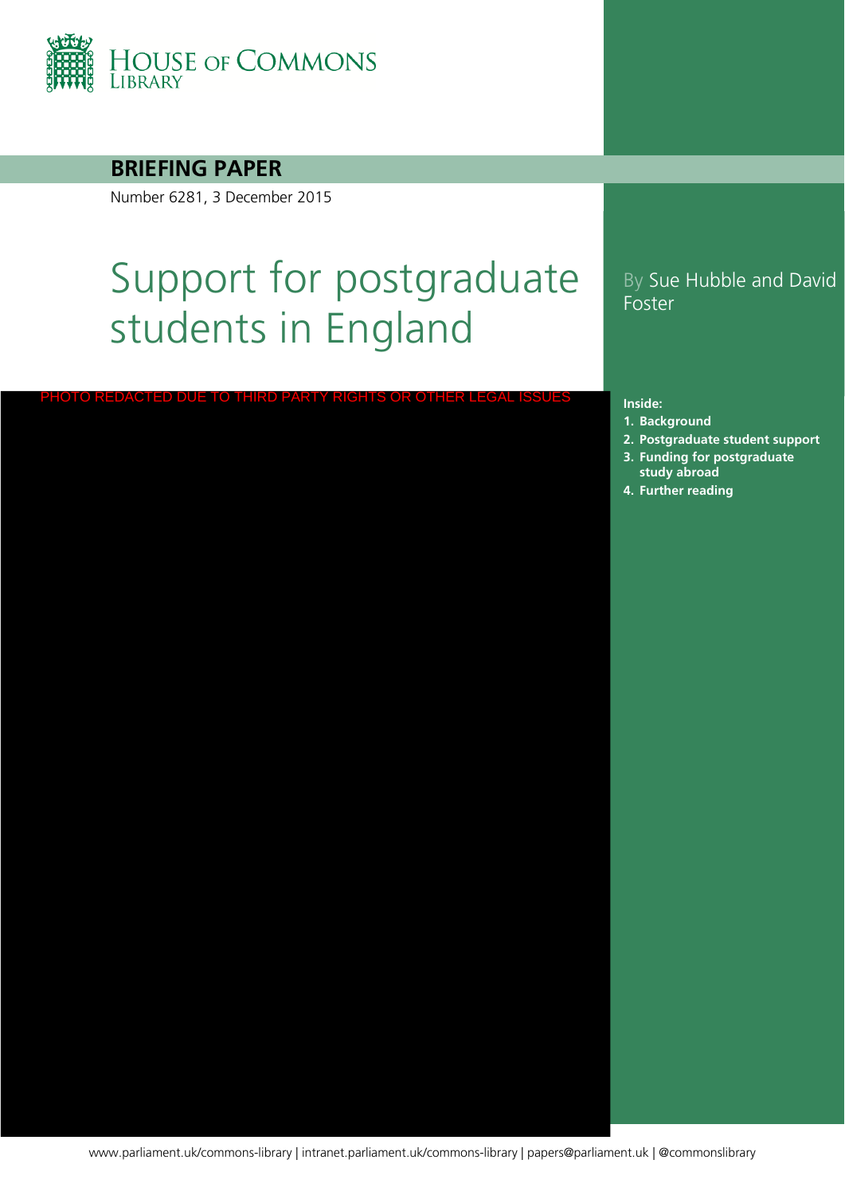HOUSE OF COMMONS LIBRARY

**BRIEFING PAPER**

Number 6281, 3 December 2015

# Support for postgraduate students in England

By Sue Hubble and David Foster

PHOTO REDACTED DUE TO THIRD PARTY RIGHTS OR OTHER LEGAL ISSUES

**Inside:**

1. **Background**
2. **Postgraduate student support**
3. **Funding for postgraduate study abroad**
4. **Further reading**

www.parliament.uk/commons-library | intranet.parliament.uk/commons-library | papers@parliament.uk | @commonslibrary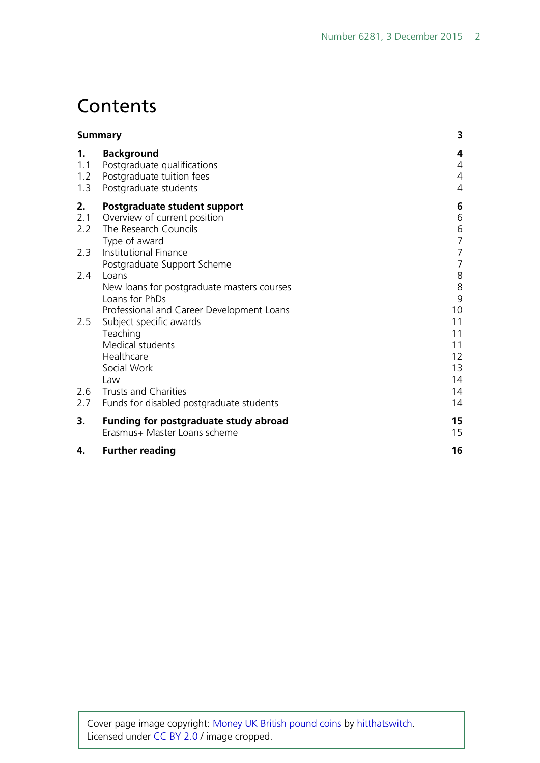# Contents

| | | |
|---|---|---|
| **Summary** | | **3** |
| **1.** | **Background** | **4** |
| 1.1 | Postgraduate qualifications | 4 |
| 1.2 | Postgraduate tuition fees | 4 |
| 1.3 | Postgraduate students | 4 |
| **2.** | **Postgraduate student support** | **6** |
| 2.1 | Overview of current position | 6 |
| 2.2 | The Research Councils | 6 |
| | Type of award | 7 |
| 2.3 | Institutional Finance | 7 |
| | Postgraduate Support Scheme | 7 |
| 2.4 | Loans | 8 |
| | New loans for postgraduate masters courses | 8 |
| | Loans for PhDs | 9 |
| | Professional and Career Development Loans | 10 |
| 2.5 | Subject specific awards | 11 |
| | Teaching | 11 |
| | Medical students | 11 |
| | Healthcare | 12 |
| | Social Work | 13 |
| | Law | 14 |
| 2.6 | Trusts and Charities | 14 |
| 2.7 | Funds for disabled postgraduate students | 14 |
| **3.** | **Funding for postgraduate study abroad** | **15** |
| | Erasmus+ Master Loans scheme | 15 |
| **4.** | **Further reading** | **16** |

Cover page image copyright: Money UK British pound coins by hitthatswitch. Licensed under CC BY 2.0 / image cropped.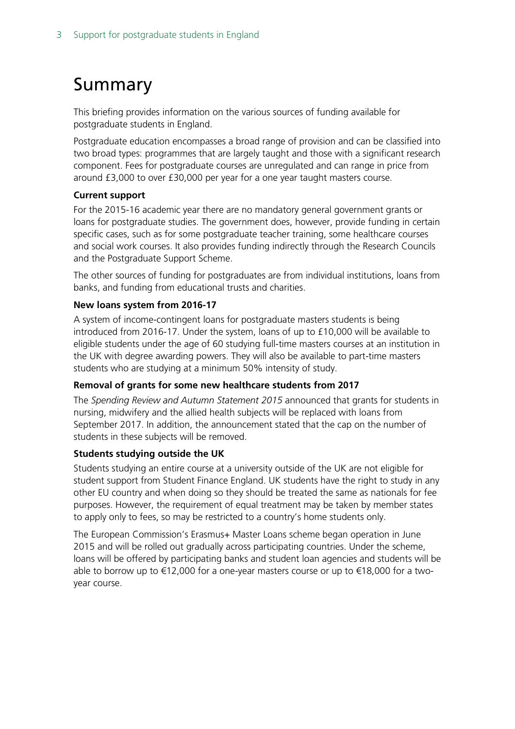# Summary

This briefing provides information on the various sources of funding available for postgraduate students in England.

Postgraduate education encompasses a broad range of provision and can be classified into two broad types: programmes that are largely taught and those with a significant research component. Fees for postgraduate courses are unregulated and can range in price from around £3,000 to over £30,000 per year for a one year taught masters course.

**Current support**

For the 2015-16 academic year there are no mandatory general government grants or loans for postgraduate studies. The government does, however, provide funding in certain specific cases, such as for some postgraduate teacher training, some healthcare courses and social work courses. It also provides funding indirectly through the Research Councils and the Postgraduate Support Scheme.

The other sources of funding for postgraduates are from individual institutions, loans from banks, and funding from educational trusts and charities.

**New loans system from 2016-17**

A system of income-contingent loans for postgraduate masters students is being introduced from 2016-17. Under the system, loans of up to £10,000 will be available to eligible students under the age of 60 studying full-time masters courses at an institution in the UK with degree awarding powers. They will also be available to part-time masters students who are studying at a minimum 50% intensity of study.

**Removal of grants for some new healthcare students from 2017**

The *Spending Review and Autumn Statement 2015* announced that grants for students in nursing, midwifery and the allied health subjects will be replaced with loans from September 2017. In addition, the announcement stated that the cap on the number of students in these subjects will be removed.

**Students studying outside the UK**

Students studying an entire course at a university outside of the UK are not eligible for student support from Student Finance England. UK students have the right to study in any other EU country and when doing so they should be treated the same as nationals for fee purposes. However, the requirement of equal treatment may be taken by member states to apply only to fees, so may be restricted to a country's home students only.

The European Commission's Erasmus+ Master Loans scheme began operation in June 2015 and will be rolled out gradually across participating countries. Under the scheme, loans will be offered by participating banks and student loan agencies and students will be able to borrow up to €12,000 for a one-year masters course or up to €18,000 for a two-year course.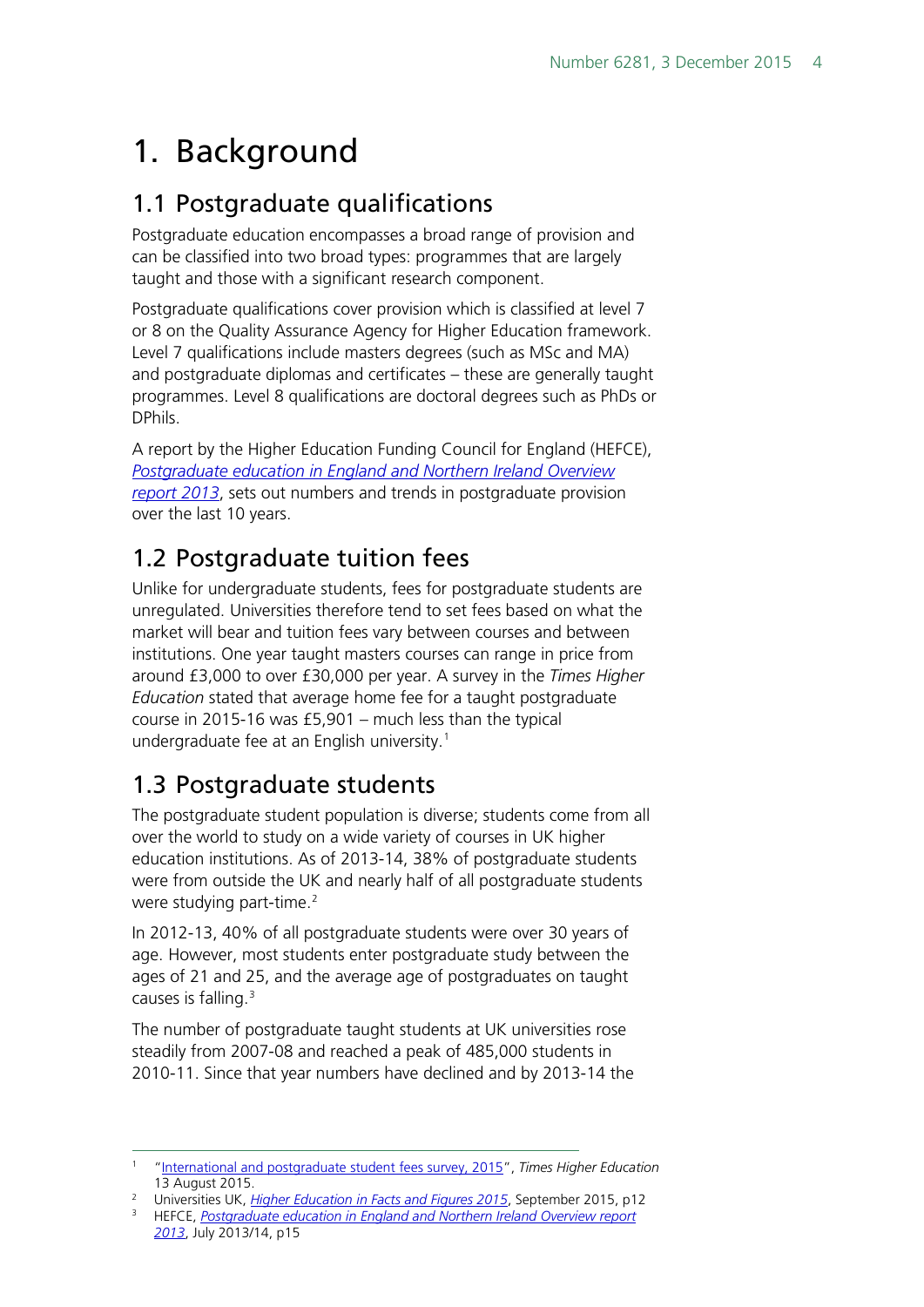# 1. Background

## 1.1 Postgraduate qualifications

Postgraduate education encompasses a broad range of provision and can be classified into two broad types: programmes that are largely taught and those with a significant research component.

Postgraduate qualifications cover provision which is classified at level 7 or 8 on the Quality Assurance Agency for Higher Education framework. Level 7 qualifications include masters degrees (such as MSc and MA) and postgraduate diplomas and certificates – these are generally taught programmes. Level 8 qualifications are doctoral degrees such as PhDs or DPhils.

A report by the Higher Education Funding Council for England (HEFCE), *Postgraduate education in England and Northern Ireland Overview report 2013*, sets out numbers and trends in postgraduate provision over the last 10 years.

## 1.2 Postgraduate tuition fees

Unlike for undergraduate students, fees for postgraduate students are unregulated. Universities therefore tend to set fees based on what the market will bear and tuition fees vary between courses and between institutions. One year taught masters courses can range in price from around £3,000 to over £30,000 per year. A survey in the *Times Higher Education* stated that average home fee for a taught postgraduate course in 2015-16 was £5,901 – much less than the typical undergraduate fee at an English university.[1]

## 1.3 Postgraduate students

The postgraduate student population is diverse; students come from all over the world to study on a wide variety of courses in UK higher education institutions. As of 2013-14, 38% of postgraduate students were from outside the UK and nearly half of all postgraduate students were studying part-time.[2]

In 2012-13, 40% of all postgraduate students were over 30 years of age. However, most students enter postgraduate study between the ages of 21 and 25, and the average age of postgraduates on taught causes is falling.[3]

The number of postgraduate taught students at UK universities rose steadily from 2007-08 and reached a peak of 485,000 students in 2010-11. Since that year numbers have declined and by 2013-14 the

---

[1] "International and postgraduate student fees survey, 2015", *Times Higher Education* 13 August 2015.

[2] Universities UK, *Higher Education in Facts and Figures 2015*, September 2015, p12

[3] HEFCE, *Postgraduate education in England and Northern Ireland Overview report 2013*, July 2013/14, p15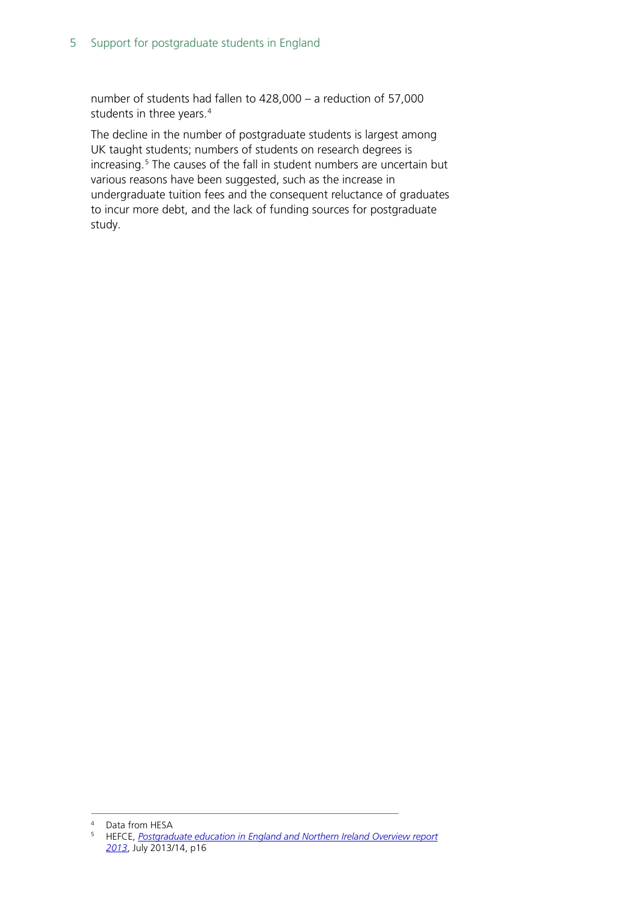number of students had fallen to 428,000 – a reduction of 57,000 students in three years.[4]

The decline in the number of postgraduate students is largest among UK taught students; numbers of students on research degrees is increasing.[5] The causes of the fall in student numbers are uncertain but various reasons have been suggested, such as the increase in undergraduate tuition fees and the consequent reluctance of graduates to incur more debt, and the lack of funding sources for postgraduate study.

---

[4] Data from HESA

[5] HEFCE, *Postgraduate education in England and Northern Ireland Overview report 2013*, July 2013/14, p16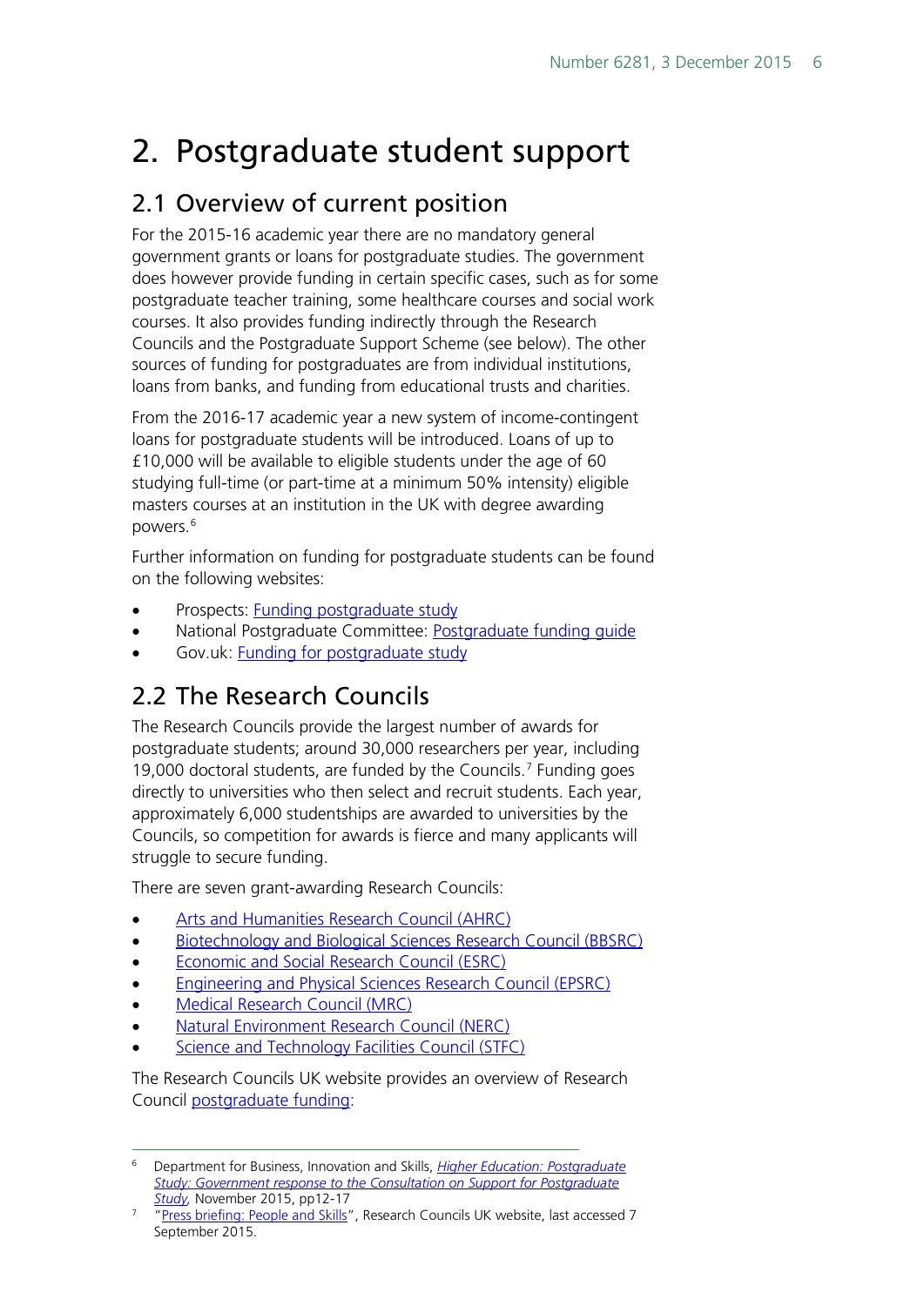# 2. Postgraduate student support

## 2.1 Overview of current position

For the 2015-16 academic year there are no mandatory general government grants or loans for postgraduate studies. The government does however provide funding in certain specific cases, such as for some postgraduate teacher training, some healthcare courses and social work courses. It also provides funding indirectly through the Research Councils and the Postgraduate Support Scheme (see below). The other sources of funding for postgraduates are from individual institutions, loans from banks, and funding from educational trusts and charities.

From the 2016-17 academic year a new system of income-contingent loans for postgraduate students will be introduced. Loans of up to £10,000 will be available to eligible students under the age of 60 studying full-time (or part-time at a minimum 50% intensity) eligible masters courses at an institution in the UK with degree awarding powers.[6]

Further information on funding for postgraduate students can be found on the following websites:

- Prospects: Funding postgraduate study
- National Postgraduate Committee: Postgraduate funding guide
- Gov.uk: Funding for postgraduate study

## 2.2 The Research Councils

The Research Councils provide the largest number of awards for postgraduate students; around 30,000 researchers per year, including 19,000 doctoral students, are funded by the Councils.[7] Funding goes directly to universities who then select and recruit students. Each year, approximately 6,000 studentships are awarded to universities by the Councils, so competition for awards is fierce and many applicants will struggle to secure funding.

There are seven grant-awarding Research Councils:

- Arts and Humanities Research Council (AHRC)
- Biotechnology and Biological Sciences Research Council (BBSRC)
- Economic and Social Research Council (ESRC)
- Engineering and Physical Sciences Research Council (EPSRC)
- Medical Research Council (MRC)
- Natural Environment Research Council (NERC)
- Science and Technology Facilities Council (STFC)

The Research Councils UK website provides an overview of Research Council postgraduate funding:

---

[6] Department for Business, Innovation and Skills, *Higher Education: Postgraduate Study: Government response to the Consultation on Support for Postgraduate Study,* November 2015, pp12-17

[7] "Press briefing: People and Skills", Research Councils UK website, last accessed 7 September 2015.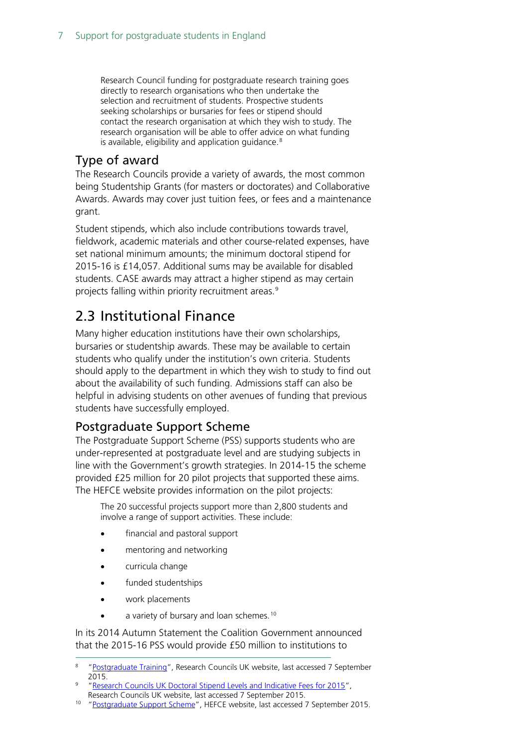> Research Council funding for postgraduate research training goes directly to research organisations who then undertake the selection and recruitment of students. Prospective students seeking scholarships or bursaries for fees or stipend should contact the research organisation at which they wish to study. The research organisation will be able to offer advice on what funding is available, eligibility and application guidance.[8]

### Type of award

The Research Councils provide a variety of awards, the most common being Studentship Grants (for masters or doctorates) and Collaborative Awards. Awards may cover just tuition fees, or fees and a maintenance grant.

Student stipends, which also include contributions towards travel, fieldwork, academic materials and other course-related expenses, have set national minimum amounts; the minimum doctoral stipend for 2015-16 is £14,057. Additional sums may be available for disabled students. CASE awards may attract a higher stipend as may certain projects falling within priority recruitment areas.[9]

## 2.3 Institutional Finance

Many higher education institutions have their own scholarships, bursaries or studentship awards. These may be available to certain students who qualify under the institution's own criteria. Students should apply to the department in which they wish to study to find out about the availability of such funding. Admissions staff can also be helpful in advising students on other avenues of funding that previous students have successfully employed.

### Postgraduate Support Scheme

The Postgraduate Support Scheme (PSS) supports students who are under-represented at postgraduate level and are studying subjects in line with the Government's growth strategies. In 2014-15 the scheme provided £25 million for 20 pilot projects that supported these aims. The HEFCE website provides information on the pilot projects:

> The 20 successful projects support more than 2,800 students and involve a range of support activities. These include:
>
> - financial and pastoral support
> - mentoring and networking
> - curricula change
> - funded studentships
> - work placements
> - a variety of bursary and loan schemes.[10]

In its 2014 Autumn Statement the Coalition Government announced that the 2015-16 PSS would provide £50 million to institutions to

---

[8] "Postgraduate Training", Research Councils UK website, last accessed 7 September 2015.

[9] "Research Councils UK Doctoral Stipend Levels and Indicative Fees for 2015", Research Councils UK website, last accessed 7 September 2015.

[10] "Postgraduate Support Scheme", HEFCE website, last accessed 7 September 2015.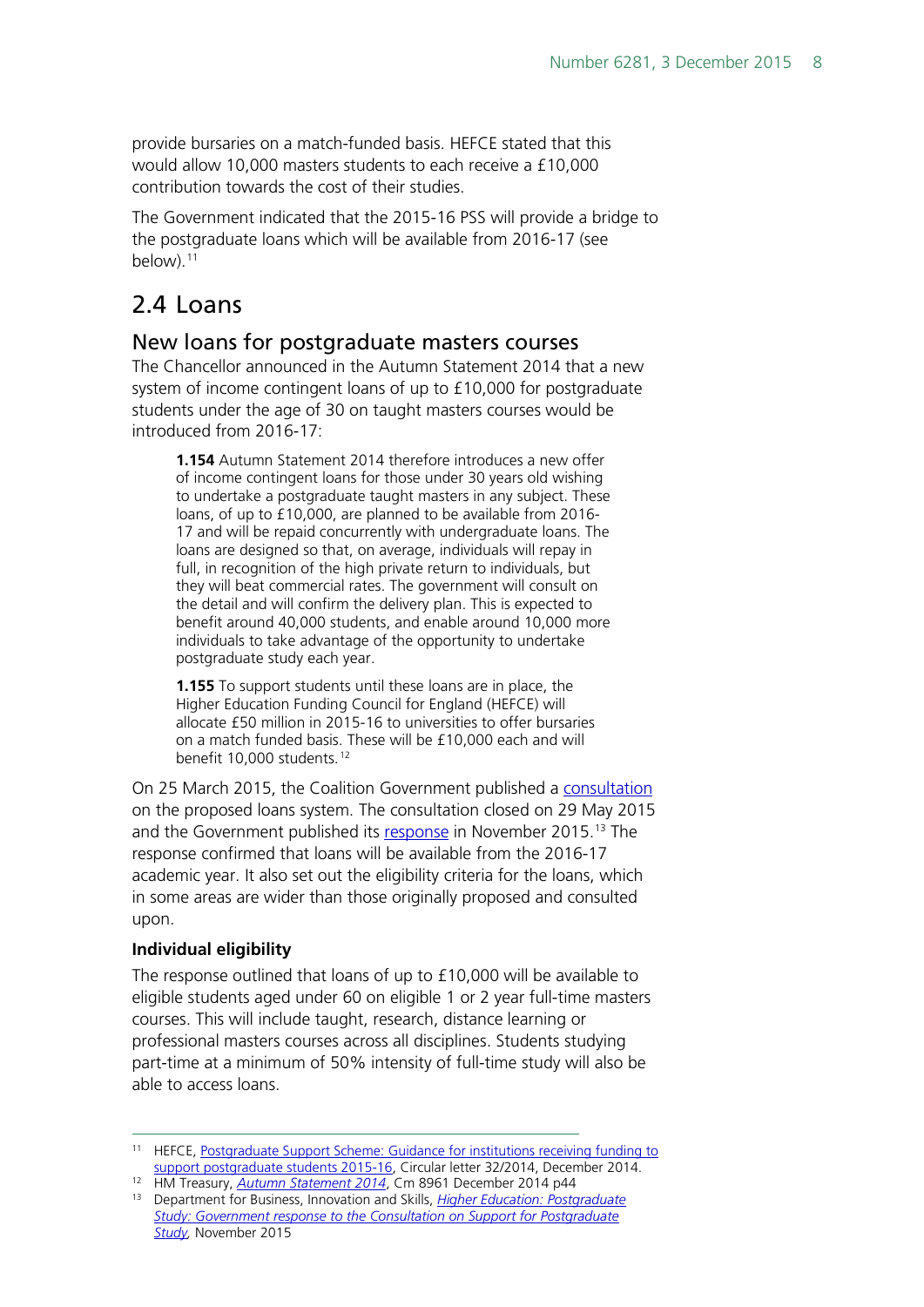provide bursaries on a match-funded basis. HEFCE stated that this would allow 10,000 masters students to each receive a £10,000 contribution towards the cost of their studies.

The Government indicated that the 2015-16 PSS will provide a bridge to the postgraduate loans which will be available from 2016-17 (see below).[11]

## 2.4 Loans

### New loans for postgraduate masters courses

The Chancellor announced in the Autumn Statement 2014 that a new system of income contingent loans of up to £10,000 for postgraduate students under the age of 30 on taught masters courses would be introduced from 2016-17:

> **1.154** Autumn Statement 2014 therefore introduces a new offer of income contingent loans for those under 30 years old wishing to undertake a postgraduate taught masters in any subject. These loans, of up to £10,000, are planned to be available from 2016-17 and will be repaid concurrently with undergraduate loans. The loans are designed so that, on average, individuals will repay in full, in recognition of the high private return to individuals, but they will beat commercial rates. The government will consult on the detail and will confirm the delivery plan. This is expected to benefit around 40,000 students, and enable around 10,000 more individuals to take advantage of the opportunity to undertake postgraduate study each year.
>
> **1.155** To support students until these loans are in place, the Higher Education Funding Council for England (HEFCE) will allocate £50 million in 2015-16 to universities to offer bursaries on a match funded basis. These will be £10,000 each and will benefit 10,000 students.[12]

On 25 March 2015, the Coalition Government published a consultation on the proposed loans system. The consultation closed on 29 May 2015 and the Government published its response in November 2015.[13] The response confirmed that loans will be available from the 2016-17 academic year. It also set out the eligibility criteria for the loans, which in some areas are wider than those originally proposed and consulted upon.

#### Individual eligibility

The response outlined that loans of up to £10,000 will be available to eligible students aged under 60 on eligible 1 or 2 year full-time masters courses. This will include taught, research, distance learning or professional masters courses across all disciplines. Students studying part-time at a minimum of 50% intensity of full-time study will also be able to access loans.

---

[11] HEFCE, Postgraduate Support Scheme: Guidance for institutions receiving funding to support postgraduate students 2015-16, Circular letter 32/2014, December 2014.

[12] HM Treasury, *Autumn Statement 2014*, Cm 8961 December 2014 p44

[13] Department for Business, Innovation and Skills, *Higher Education: Postgraduate Study: Government response to the Consultation on Support for Postgraduate Study*, November 2015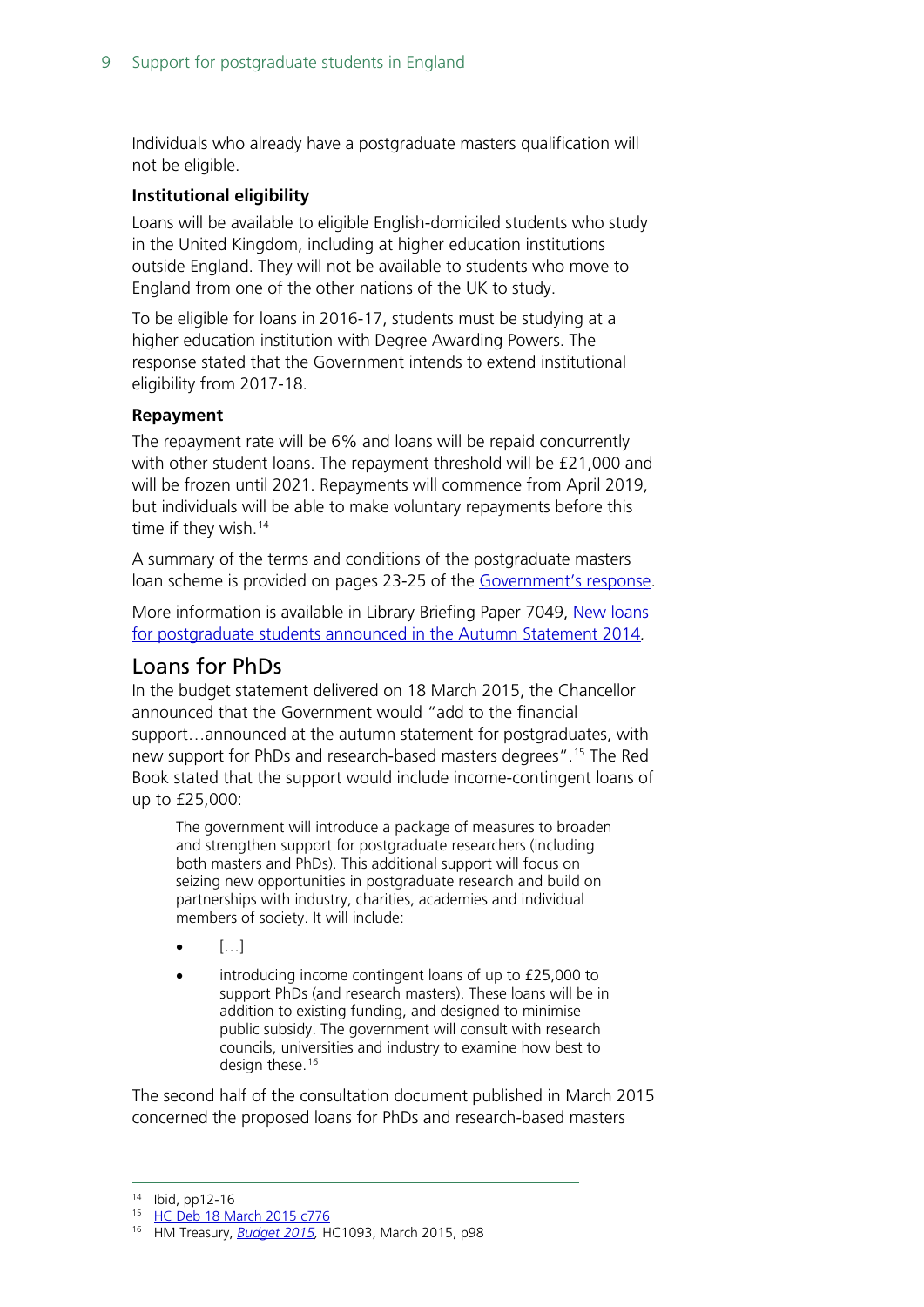Individuals who already have a postgraduate masters qualification will not be eligible.

**Institutional eligibility**

Loans will be available to eligible English-domiciled students who study in the United Kingdom, including at higher education institutions outside England. They will not be available to students who move to England from one of the other nations of the UK to study.

To be eligible for loans in 2016-17, students must be studying at a higher education institution with Degree Awarding Powers. The response stated that the Government intends to extend institutional eligibility from 2017-18.

**Repayment**

The repayment rate will be 6% and loans will be repaid concurrently with other student loans. The repayment threshold will be £21,000 and will be frozen until 2021. Repayments will commence from April 2019, but individuals will be able to make voluntary repayments before this time if they wish.[14]

A summary of the terms and conditions of the postgraduate masters loan scheme is provided on pages 23-25 of the Government's response.

More information is available in Library Briefing Paper 7049, New loans for postgraduate students announced in the Autumn Statement 2014.

## Loans for PhDs

In the budget statement delivered on 18 March 2015, the Chancellor announced that the Government would "add to the financial support…announced at the autumn statement for postgraduates, with new support for PhDs and research-based masters degrees".[15] The Red Book stated that the support would include income-contingent loans of up to £25,000:

> The government will introduce a package of measures to broaden and strengthen support for postgraduate researchers (including both masters and PhDs). This additional support will focus on seizing new opportunities in postgraduate research and build on partnerships with industry, charities, academies and individual members of society. It will include:
>
> - […]
> - introducing income contingent loans of up to £25,000 to support PhDs (and research masters). These loans will be in addition to existing funding, and designed to minimise public subsidy. The government will consult with research councils, universities and industry to examine how best to design these.[16]

The second half of the consultation document published in March 2015 concerned the proposed loans for PhDs and research-based masters

---

[14] Ibid, pp12-16

[15] HC Deb 18 March 2015 c776

[16] HM Treasury, *Budget 2015*, HC1093, March 2015, p98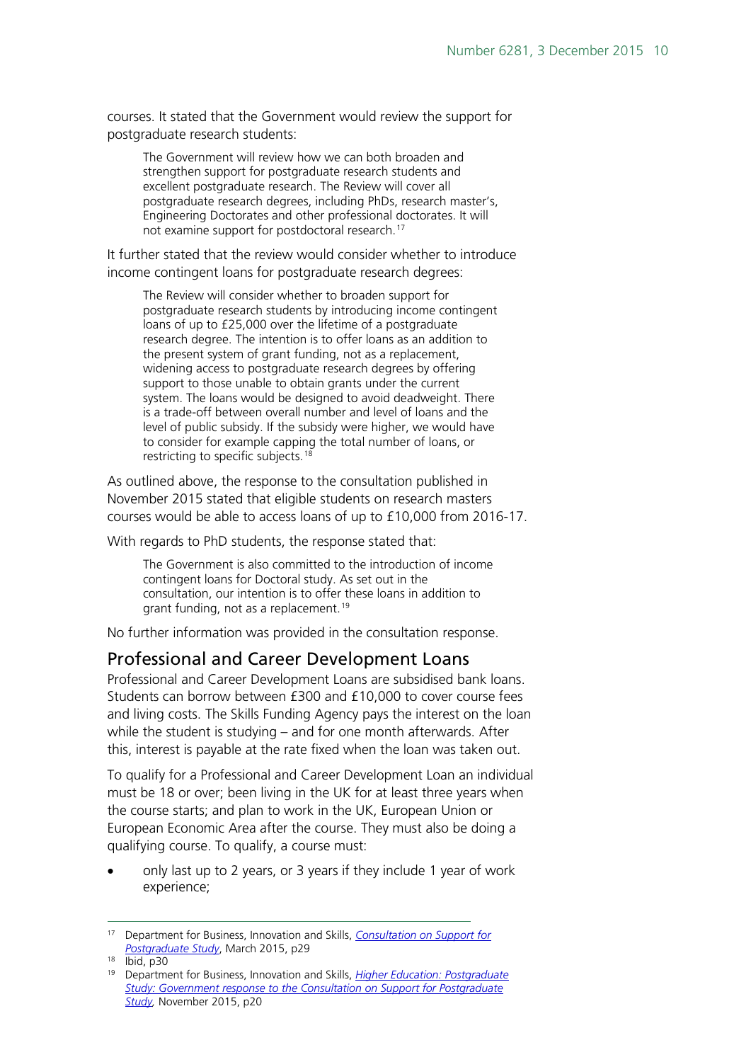courses. It stated that the Government would review the support for postgraduate research students:

> The Government will review how we can both broaden and strengthen support for postgraduate research students and excellent postgraduate research. The Review will cover all postgraduate research degrees, including PhDs, research master's, Engineering Doctorates and other professional doctorates. It will not examine support for postdoctoral research.[17]

It further stated that the review would consider whether to introduce income contingent loans for postgraduate research degrees:

> The Review will consider whether to broaden support for postgraduate research students by introducing income contingent loans of up to £25,000 over the lifetime of a postgraduate research degree. The intention is to offer loans as an addition to the present system of grant funding, not as a replacement, widening access to postgraduate research degrees by offering support to those unable to obtain grants under the current system. The loans would be designed to avoid deadweight. There is a trade-off between overall number and level of loans and the level of public subsidy. If the subsidy were higher, we would have to consider for example capping the total number of loans, or restricting to specific subjects.[18]

As outlined above, the response to the consultation published in November 2015 stated that eligible students on research masters courses would be able to access loans of up to £10,000 from 2016-17.

With regards to PhD students, the response stated that:

> The Government is also committed to the introduction of income contingent loans for Doctoral study. As set out in the consultation, our intention is to offer these loans in addition to grant funding, not as a replacement.[19]

No further information was provided in the consultation response.

## Professional and Career Development Loans

Professional and Career Development Loans are subsidised bank loans. Students can borrow between £300 and £10,000 to cover course fees and living costs. The Skills Funding Agency pays the interest on the loan while the student is studying – and for one month afterwards. After this, interest is payable at the rate fixed when the loan was taken out.

To qualify for a Professional and Career Development Loan an individual must be 18 or over; been living in the UK for at least three years when the course starts; and plan to work in the UK, European Union or European Economic Area after the course. They must also be doing a qualifying course. To qualify, a course must:

- only last up to 2 years, or 3 years if they include 1 year of work experience;

---

[17] Department for Business, Innovation and Skills, *Consultation on Support for Postgraduate Study*, March 2015, p29

[18] Ibid, p30

[19] Department for Business, Innovation and Skills, *Higher Education: Postgraduate Study: Government response to the Consultation on Support for Postgraduate Study*, November 2015, p20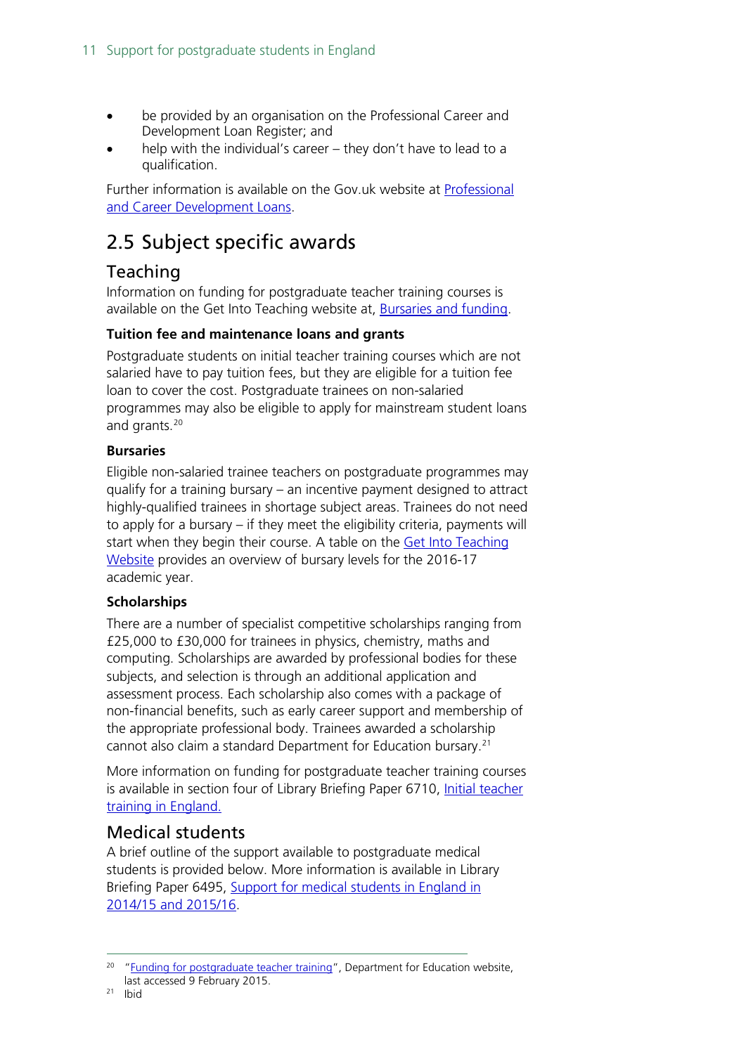- be provided by an organisation on the Professional Career and Development Loan Register; and
- help with the individual's career – they don't have to lead to a qualification.

Further information is available on the Gov.uk website at Professional and Career Development Loans.

## 2.5 Subject specific awards

### Teaching

Information on funding for postgraduate teacher training courses is available on the Get Into Teaching website at, Bursaries and funding.

#### Tuition fee and maintenance loans and grants

Postgraduate students on initial teacher training courses which are not salaried have to pay tuition fees, but they are eligible for a tuition fee loan to cover the cost. Postgraduate trainees on non-salaried programmes may also be eligible to apply for mainstream student loans and grants.[20]

#### Bursaries

Eligible non-salaried trainee teachers on postgraduate programmes may qualify for a training bursary – an incentive payment designed to attract highly-qualified trainees in shortage subject areas. Trainees do not need to apply for a bursary – if they meet the eligibility criteria, payments will start when they begin their course. A table on the Get Into Teaching Website provides an overview of bursary levels for the 2016-17 academic year.

#### Scholarships

There are a number of specialist competitive scholarships ranging from £25,000 to £30,000 for trainees in physics, chemistry, maths and computing. Scholarships are awarded by professional bodies for these subjects, and selection is through an additional application and assessment process. Each scholarship also comes with a package of non-financial benefits, such as early career support and membership of the appropriate professional body. Trainees awarded a scholarship cannot also claim a standard Department for Education bursary.[21]

More information on funding for postgraduate teacher training courses is available in section four of Library Briefing Paper 6710, Initial teacher training in England.

### Medical students

A brief outline of the support available to postgraduate medical students is provided below. More information is available in Library Briefing Paper 6495, Support for medical students in England in 2014/15 and 2015/16.

---

[20] "Funding for postgraduate teacher training", Department for Education website, last accessed 9 February 2015.

[21] Ibid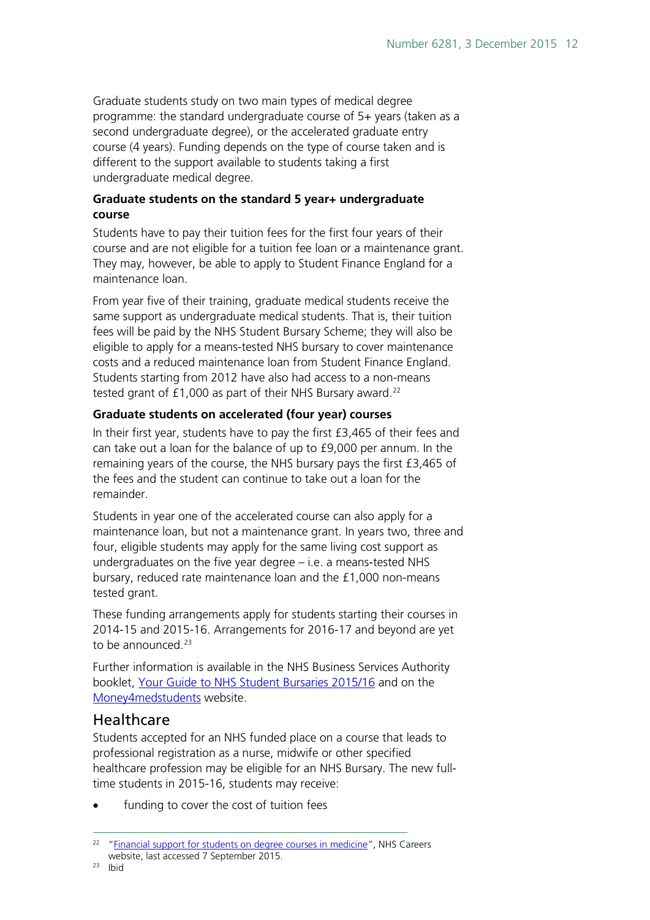Graduate students study on two main types of medical degree programme: the standard undergraduate course of 5+ years (taken as a second undergraduate degree), or the accelerated graduate entry course (4 years). Funding depends on the type of course taken and is different to the support available to students taking a first undergraduate medical degree.

**Graduate students on the standard 5 year+ undergraduate course**

Students have to pay their tuition fees for the first four years of their course and are not eligible for a tuition fee loan or a maintenance grant. They may, however, be able to apply to Student Finance England for a maintenance loan.

From year five of their training, graduate medical students receive the same support as undergraduate medical students. That is, their tuition fees will be paid by the NHS Student Bursary Scheme; they will also be eligible to apply for a means-tested NHS bursary to cover maintenance costs and a reduced maintenance loan from Student Finance England. Students starting from 2012 have also had access to a non-means tested grant of £1,000 as part of their NHS Bursary award.[22]

**Graduate students on accelerated (four year) courses**

In their first year, students have to pay the first £3,465 of their fees and can take out a loan for the balance of up to £9,000 per annum. In the remaining years of the course, the NHS bursary pays the first £3,465 of the fees and the student can continue to take out a loan for the remainder.

Students in year one of the accelerated course can also apply for a maintenance loan, but not a maintenance grant. In years two, three and four, eligible students may apply for the same living cost support as undergraduates on the five year degree – i.e. a means-tested NHS bursary, reduced rate maintenance loan and the £1,000 non-means tested grant.

These funding arrangements apply for students starting their courses in 2014-15 and 2015-16. Arrangements for 2016-17 and beyond are yet to be announced.[23]

Further information is available in the NHS Business Services Authority booklet, Your Guide to NHS Student Bursaries 2015/16 and on the Money4medstudents website.

## Healthcare

Students accepted for an NHS funded place on a course that leads to professional registration as a nurse, midwife or other specified healthcare profession may be eligible for an NHS Bursary. The new full-time students in 2015-16, students may receive:

- funding to cover the cost of tuition fees

---

[22] "Financial support for students on degree courses in medicine", NHS Careers website, last accessed 7 September 2015.

[23] Ibid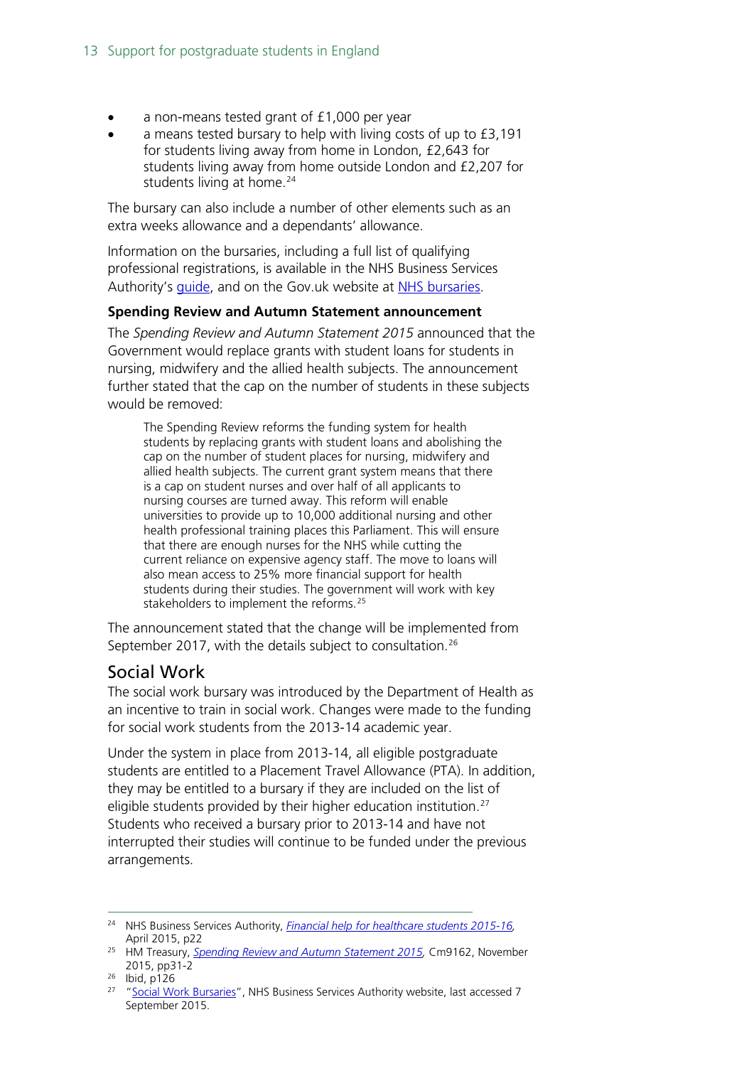- a non-means tested grant of £1,000 per year
- a means tested bursary to help with living costs of up to £3,191 for students living away from home in London, £2,643 for students living away from home outside London and £2,207 for students living at home.[24]

The bursary can also include a number of other elements such as an extra weeks allowance and a dependants' allowance.

Information on the bursaries, including a full list of qualifying professional registrations, is available in the NHS Business Services Authority's guide, and on the Gov.uk website at NHS bursaries.

**Spending Review and Autumn Statement announcement**

The *Spending Review and Autumn Statement 2015* announced that the Government would replace grants with student loans for students in nursing, midwifery and the allied health subjects. The announcement further stated that the cap on the number of students in these subjects would be removed:

> The Spending Review reforms the funding system for health students by replacing grants with student loans and abolishing the cap on the number of student places for nursing, midwifery and allied health subjects. The current grant system means that there is a cap on student nurses and over half of all applicants to nursing courses are turned away. This reform will enable universities to provide up to 10,000 additional nursing and other health professional training places this Parliament. This will ensure that there are enough nurses for the NHS while cutting the current reliance on expensive agency staff. The move to loans will also mean access to 25% more financial support for health students during their studies. The government will work with key stakeholders to implement the reforms.[25]

The announcement stated that the change will be implemented from September 2017, with the details subject to consultation.[26]

## Social Work

The social work bursary was introduced by the Department of Health as an incentive to train in social work. Changes were made to the funding for social work students from the 2013-14 academic year.

Under the system in place from 2013-14, all eligible postgraduate students are entitled to a Placement Travel Allowance (PTA). In addition, they may be entitled to a bursary if they are included on the list of eligible students provided by their higher education institution.[27] Students who received a bursary prior to 2013-14 and have not interrupted their studies will continue to be funded under the previous arrangements.

---

[24] NHS Business Services Authority, *Financial help for healthcare students 2015-16*, April 2015, p22

[25] HM Treasury, *Spending Review and Autumn Statement 2015*, Cm9162, November 2015, pp31-2

[26] Ibid, p126

[27] "Social Work Bursaries", NHS Business Services Authority website, last accessed 7 September 2015.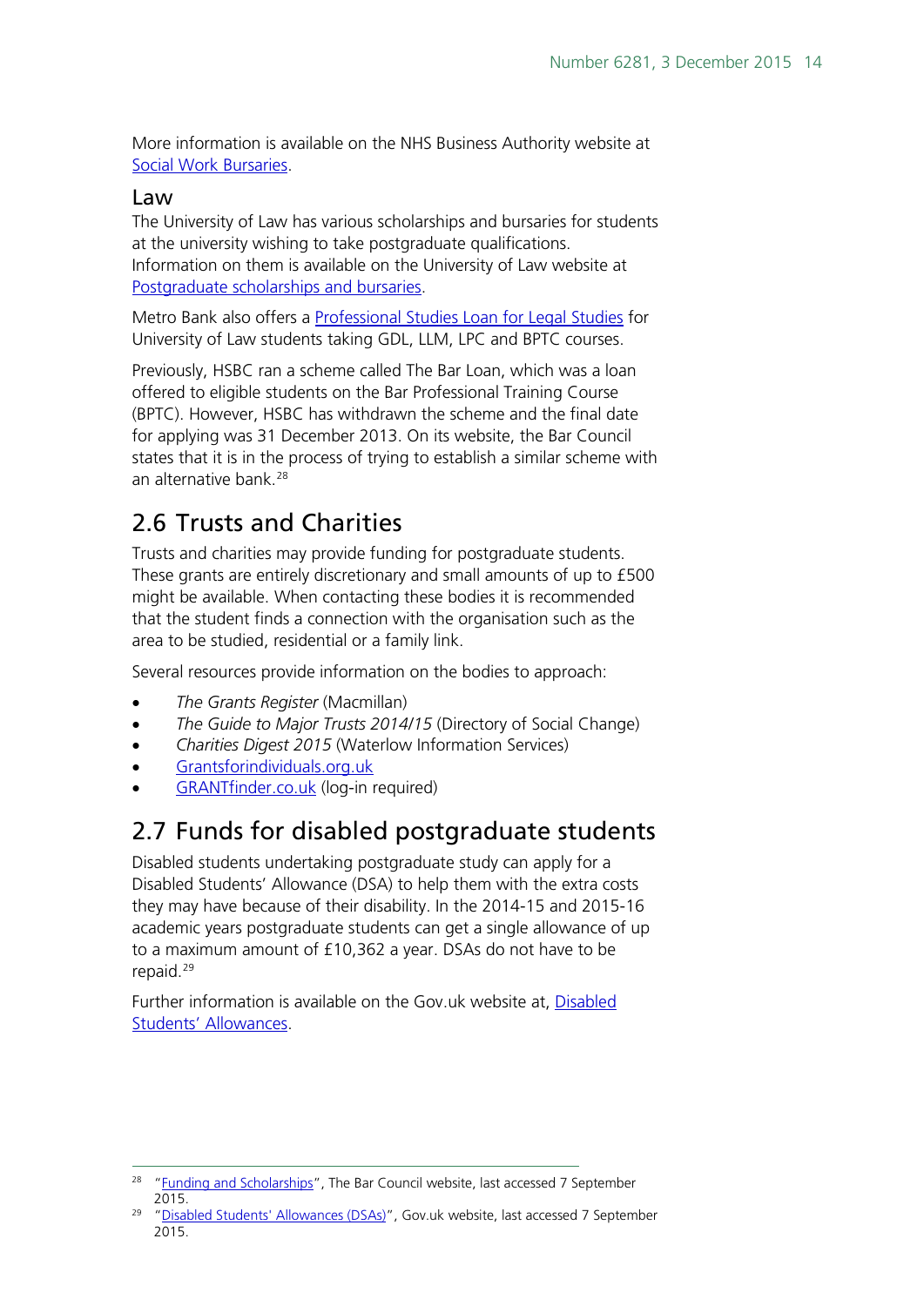More information is available on the NHS Business Authority website at Social Work Bursaries.

### Law

The University of Law has various scholarships and bursaries for students at the university wishing to take postgraduate qualifications. Information on them is available on the University of Law website at Postgraduate scholarships and bursaries.

Metro Bank also offers a Professional Studies Loan for Legal Studies for University of Law students taking GDL, LLM, LPC and BPTC courses.

Previously, HSBC ran a scheme called The Bar Loan, which was a loan offered to eligible students on the Bar Professional Training Course (BPTC). However, HSBC has withdrawn the scheme and the final date for applying was 31 December 2013. On its website, the Bar Council states that it is in the process of trying to establish a similar scheme with an alternative bank.[28]

## 2.6 Trusts and Charities

Trusts and charities may provide funding for postgraduate students. These grants are entirely discretionary and small amounts of up to £500 might be available. When contacting these bodies it is recommended that the student finds a connection with the organisation such as the area to be studied, residential or a family link.

Several resources provide information on the bodies to approach:

- *The Grants Register* (Macmillan)
- *The Guide to Major Trusts 2014/15* (Directory of Social Change)
- *Charities Digest 2015* (Waterlow Information Services)
- Grantsforindividuals.org.uk
- GRANTfinder.co.uk (log-in required)

## 2.7 Funds for disabled postgraduate students

Disabled students undertaking postgraduate study can apply for a Disabled Students' Allowance (DSA) to help them with the extra costs they may have because of their disability. In the 2014-15 and 2015-16 academic years postgraduate students can get a single allowance of up to a maximum amount of £10,362 a year. DSAs do not have to be repaid.[29]

Further information is available on the Gov.uk website at, Disabled Students' Allowances.

---

[28] "Funding and Scholarships", The Bar Council website, last accessed 7 September 2015.

[29] "Disabled Students' Allowances (DSAs)", Gov.uk website, last accessed 7 September 2015.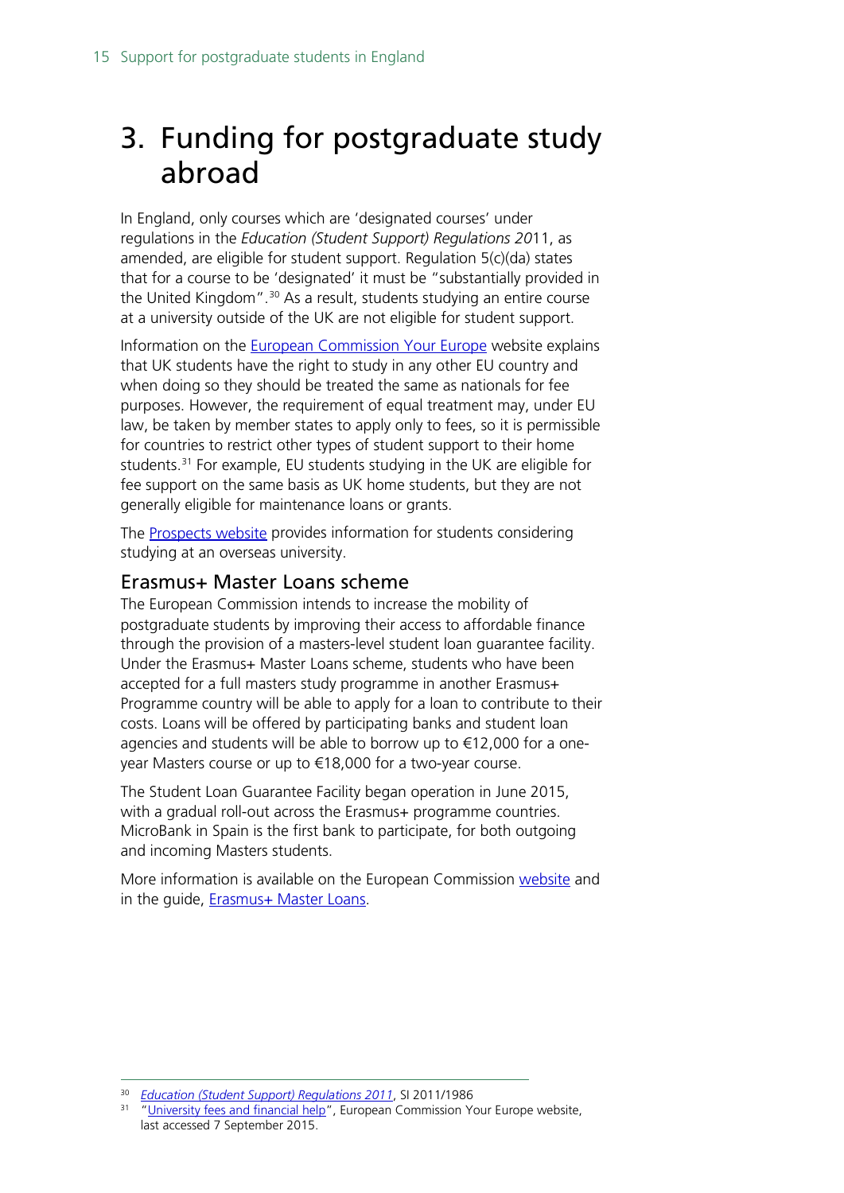# 3. Funding for postgraduate study abroad

In England, only courses which are 'designated courses' under regulations in the *Education (Student Support) Regulations 20*11, as amended, are eligible for student support. Regulation 5(c)(da) states that for a course to be 'designated' it must be "substantially provided in the United Kingdom".[30] As a result, students studying an entire course at a university outside of the UK are not eligible for student support.

Information on the European Commission Your Europe website explains that UK students have the right to study in any other EU country and when doing so they should be treated the same as nationals for fee purposes. However, the requirement of equal treatment may, under EU law, be taken by member states to apply only to fees, so it is permissible for countries to restrict other types of student support to their home students.[31] For example, EU students studying in the UK are eligible for fee support on the same basis as UK home students, but they are not generally eligible for maintenance loans or grants.

The Prospects website provides information for students considering studying at an overseas university.

## Erasmus+ Master Loans scheme

The European Commission intends to increase the mobility of postgraduate students by improving their access to affordable finance through the provision of a masters-level student loan guarantee facility. Under the Erasmus+ Master Loans scheme, students who have been accepted for a full masters study programme in another Erasmus+ Programme country will be able to apply for a loan to contribute to their costs. Loans will be offered by participating banks and student loan agencies and students will be able to borrow up to €12,000 for a one-year Masters course or up to €18,000 for a two-year course.

The Student Loan Guarantee Facility began operation in June 2015, with a gradual roll-out across the Erasmus+ programme countries. MicroBank in Spain is the first bank to participate, for both outgoing and incoming Masters students.

More information is available on the European Commission website and in the guide, Erasmus+ Master Loans.

---

[30] *Education (Student Support) Regulations 2011*, SI 2011/1986

[31] "University fees and financial help", European Commission Your Europe website, last accessed 7 September 2015.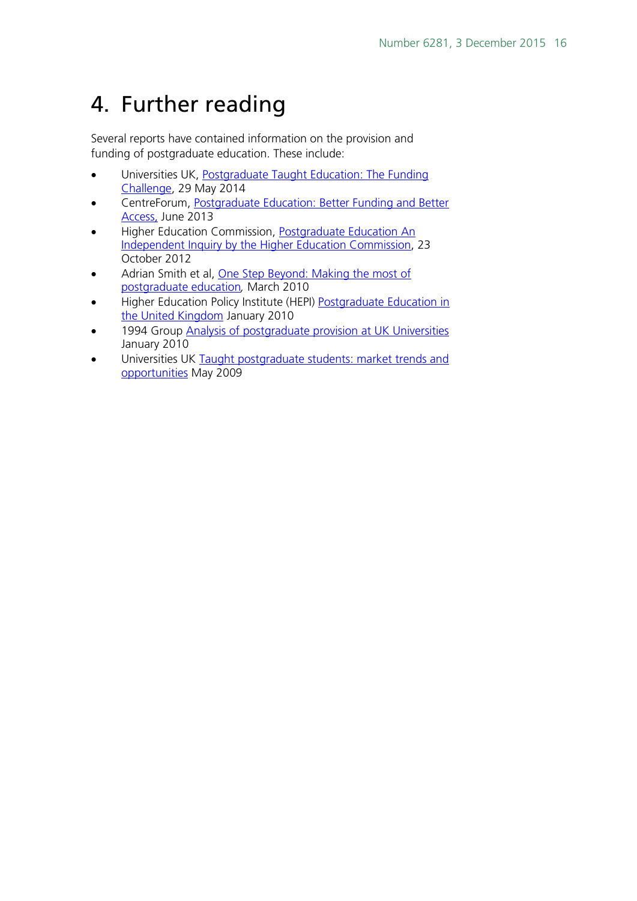# 4. Further reading

Several reports have contained information on the provision and funding of postgraduate education. These include:

- Universities UK, Postgraduate Taught Education: The Funding Challenge, 29 May 2014
- CentreForum, Postgraduate Education: Better Funding and Better Access, June 2013
- Higher Education Commission, Postgraduate Education An Independent Inquiry by the Higher Education Commission, 23 October 2012
- Adrian Smith et al, One Step Beyond: Making the most of postgraduate education, March 2010
- Higher Education Policy Institute (HEPI) Postgraduate Education in the United Kingdom January 2010
- 1994 Group Analysis of postgraduate provision at UK Universities January 2010
- Universities UK Taught postgraduate students: market trends and opportunities May 2009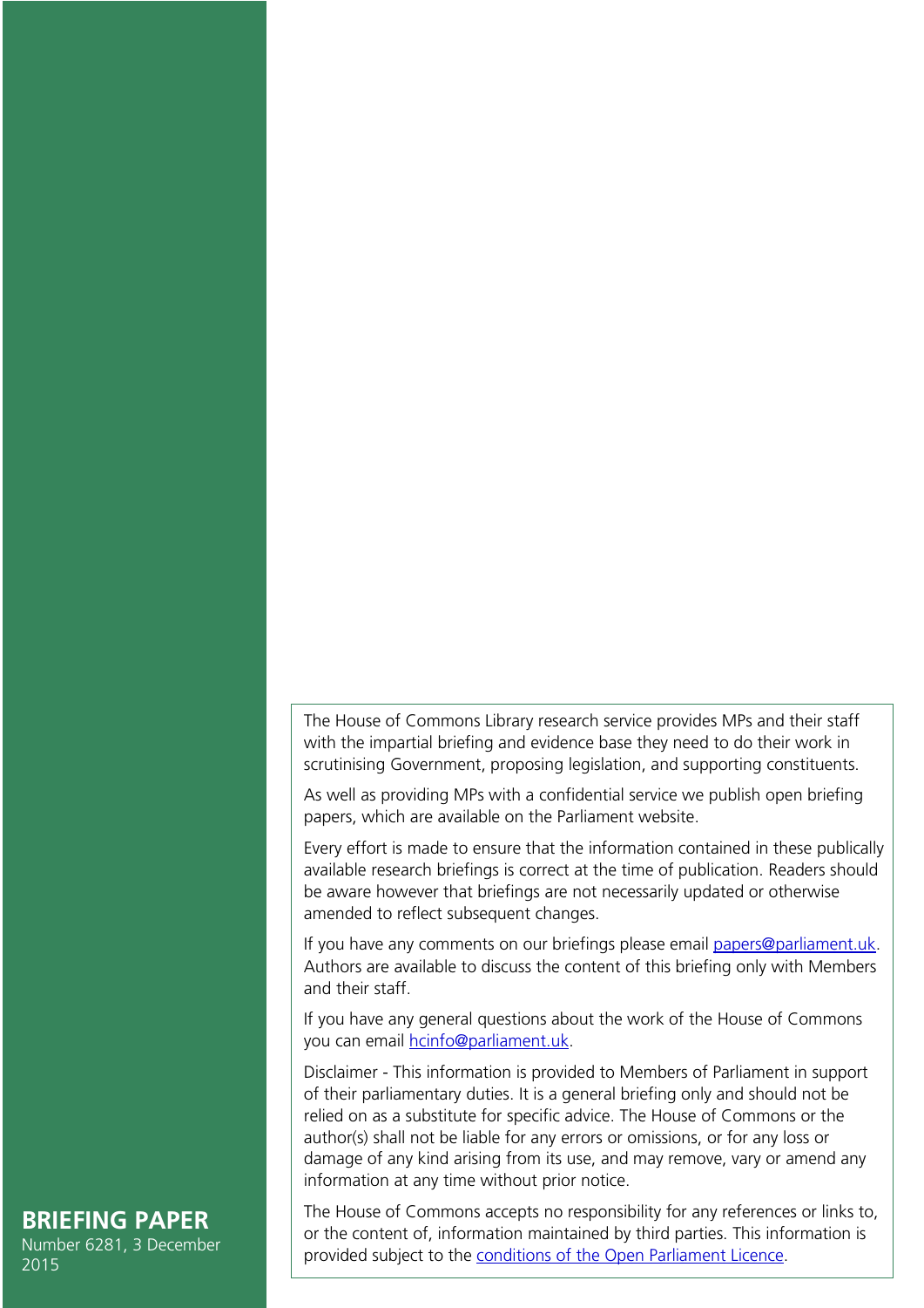**BRIEFING PAPER**

Number 6281, 3 December 2015

The House of Commons Library research service provides MPs and their staff with the impartial briefing and evidence base they need to do their work in scrutinising Government, proposing legislation, and supporting constituents.

As well as providing MPs with a confidential service we publish open briefing papers, which are available on the Parliament website.

Every effort is made to ensure that the information contained in these publically available research briefings is correct at the time of publication. Readers should be aware however that briefings are not necessarily updated or otherwise amended to reflect subsequent changes.

If you have any comments on our briefings please email papers@parliament.uk. Authors are available to discuss the content of this briefing only with Members and their staff.

If you have any general questions about the work of the House of Commons you can email hcinfo@parliament.uk.

Disclaimer - This information is provided to Members of Parliament in support of their parliamentary duties. It is a general briefing only and should not be relied on as a substitute for specific advice. The House of Commons or the author(s) shall not be liable for any errors or omissions, or for any loss or damage of any kind arising from its use, and may remove, vary or amend any information at any time without prior notice.

The House of Commons accepts no responsibility for any references or links to, or the content of, information maintained by third parties. This information is provided subject to the conditions of the Open Parliament Licence.